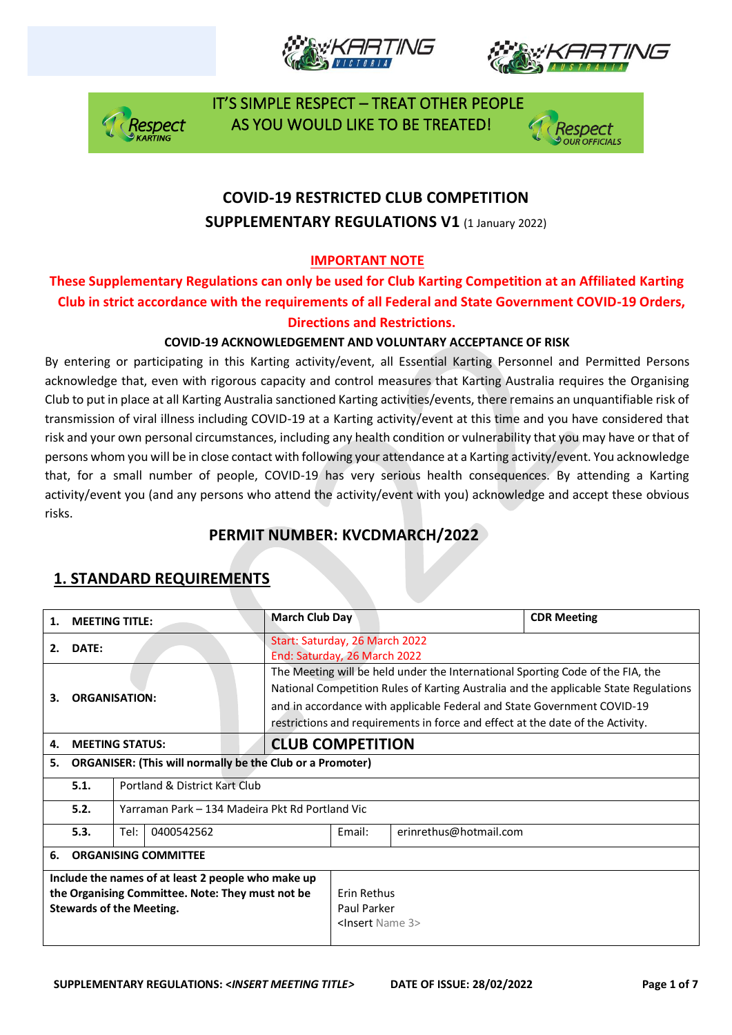IT'S SIMPLE RESPECT – TREAT OTHER PEOPLE AS YOU WOULD LIKE TO BE TREATED!

# COVID-19 RESTRICTED CLUB COMPETITION
## SUPPLEMENTARY REGULATIONS V1 (1 January 2022)

**IMPORTANT NOTE**

**These Supplementary Regulations can only be used for Club Karting Competition at an Affiliated Karting Club in strict accordance with the requirements of all Federal and State Government COVID-19 Orders, Directions and Restrictions.**

**COVID-19 ACKNOWLEDGEMENT AND VOLUNTARY ACCEPTANCE OF RISK**

By entering or participating in this Karting activity/event, all Essential Karting Personnel and Permitted Persons acknowledge that, even with rigorous capacity and control measures that Karting Australia requires the Organising Club to put in place at all Karting Australia sanctioned Karting activities/events, there remains an unquantifiable risk of transmission of viral illness including COVID-19 at a Karting activity/event at this time and you have considered that risk and your own personal circumstances, including any health condition or vulnerability that you may have or that of persons whom you will be in close contact with following your attendance at a Karting activity/event. You acknowledge that, for a small number of people, COVID-19 has very serious health consequences. By attending a Karting activity/event you (and any persons who attend the activity/event with you) acknowledge and accept these obvious risks.

## PERMIT NUMBER: KVCDMARCH/2022

## 1. STANDARD REQUIREMENTS

| | | | | |
|---|---|---|---|---|
| **1. MEETING TITLE:** | | **March Club Day** | | **CDR Meeting** |
| **2. DATE:** | | Start: Saturday, 26 March 2022<br>End: Saturday, 26 March 2022 | | |
| **3. ORGANISATION:** | | The Meeting will be held under the International Sporting Code of the FIA, the National Competition Rules of Karting Australia and the applicable State Regulations and in accordance with applicable Federal and State Government COVID-19 restrictions and requirements in force and effect at the date of the Activity. | | |
| **4. MEETING STATUS:** | | **CLUB COMPETITION** | | |
| **5. ORGANISER: (This will normally be the Club or a Promoter)** | | | | |
| **5.1.** | Portland & District Kart Club | | | |
| **5.2.** | Yarraman Park – 134 Madeira Pkt Rd Portland Vic | | | |
| **5.3.** | Tel: 0400542562 | | Email: | erinrethus@hotmail.com |
| **6. ORGANISING COMMITTEE** | | | | |
| **Include the names of at least 2 people who make up the Organising Committee. Note: They must not be Stewards of the Meeting.** | | Erin Rethus<br>Paul Parker<br><Insert Name 3> | | |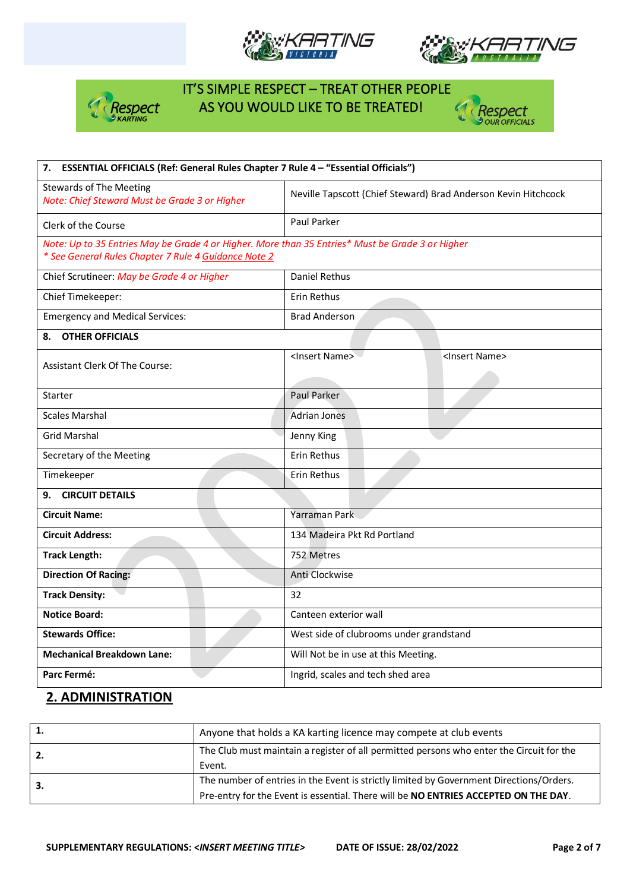IT'S SIMPLE RESPECT – TREAT OTHER PEOPLE AS YOU WOULD LIKE TO BE TREATED!

| **7. ESSENTIAL OFFICIALS (Ref: General Rules Chapter 7 Rule 4 – "Essential Officials")** | | |
|---|---|---|
| Stewards of The Meeting *Note: Chief Steward Must be Grade 3 or Higher* | Neville Tapscott (Chief Steward) Brad Anderson Kevin Hitchcock | |
| Clerk of the Course | Paul Parker | |
| *Note: Up to 35 Entries May be Grade 4 or Higher. More than 35 Entries\* Must be Grade 3 or Higher* *\* See General Rules Chapter 7 Rule 4 Guidance Note 2* | | |
| Chief Scrutineer: *May be Grade 4 or Higher* | Daniel Rethus | |
| Chief Timekeeper: | Erin Rethus | |
| Emergency and Medical Services: | Brad Anderson | |
| **8. OTHER OFFICIALS** | | |
| Assistant Clerk Of The Course: | <Insert Name> | <Insert Name> |
| Starter | Paul Parker | |
| Scales Marshal | Adrian Jones | |
| Grid Marshal | Jenny King | |
| Secretary of the Meeting | Erin Rethus | |
| Timekeeper | Erin Rethus | |
| **9. CIRCUIT DETAILS** | | |
| **Circuit Name:** | Yarraman Park | |
| **Circuit Address:** | 134 Madeira Pkt Rd Portland | |
| **Track Length:** | 752 Metres | |
| **Direction Of Racing:** | Anti Clockwise | |
| **Track Density:** | 32 | |
| **Notice Board:** | Canteen exterior wall | |
| **Stewards Office:** | West side of clubrooms under grandstand | |
| **Mechanical Breakdown Lane:** | Will Not be in use at this Meeting. | |
| **Parc Fermé:** | Ingrid, scales and tech shed area | |

## 2. ADMINISTRATION

| | |
|---|---|
| **1.** | Anyone that holds a KA karting licence may compete at club events |
| **2.** | The Club must maintain a register of all permitted persons who enter the Circuit for the Event. |
| **3.** | The number of entries in the Event is strictly limited by Government Directions/Orders. Pre-entry for the Event is essential. There will be **NO ENTRIES ACCEPTED ON THE DAY**. |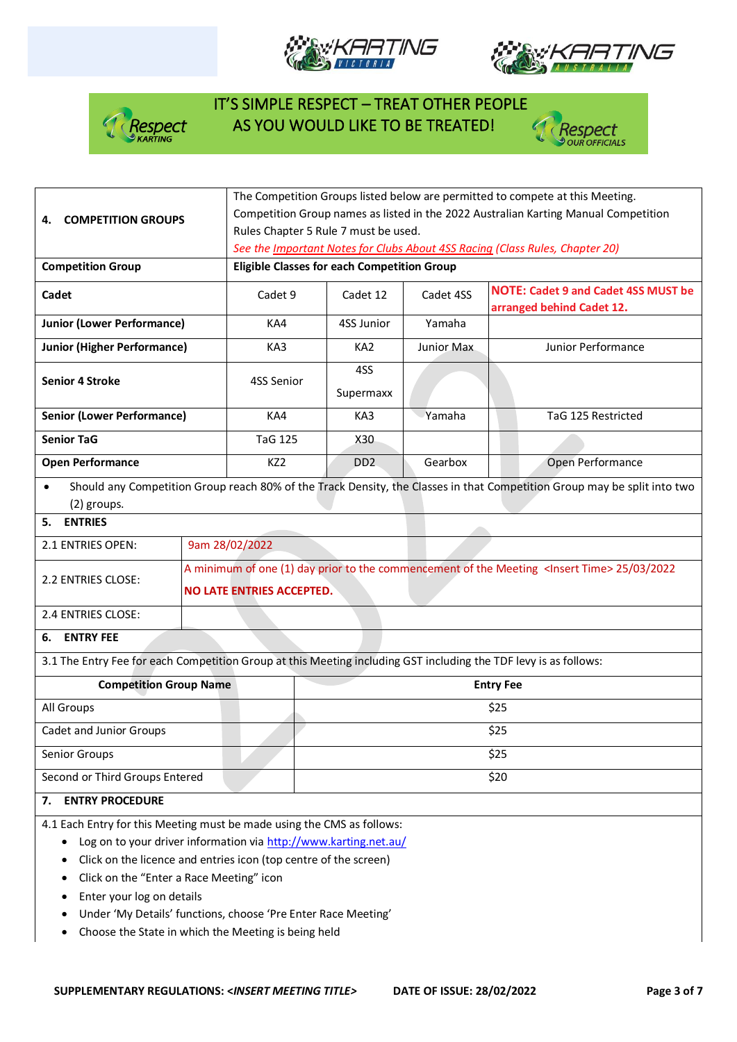IT'S SIMPLE RESPECT – TREAT OTHER PEOPLE AS YOU WOULD LIKE TO BE TREATED!

| **4. COMPETITION GROUPS** | The Competition Groups listed below are permitted to compete at this Meeting. Competition Group names as listed in the 2022 Australian Karting Manual Competition Rules Chapter 5 Rule 7 must be used. *See the Important Notes for Clubs About 4SS Racing (Class Rules, Chapter 20)* | | | |
|---|---|---|---|---|
| **Competition Group** | **Eligible Classes for each Competition Group** | | | |
| **Cadet** | Cadet 9 | Cadet 12 | Cadet 4SS | **NOTE: Cadet 9 and Cadet 4SS MUST be arranged behind Cadet 12.** |
| **Junior (Lower Performance)** | KA4 | 4SS Junior | Yamaha | |
| **Junior (Higher Performance)** | KA3 | KA2 | Junior Max | Junior Performance |
| **Senior 4 Stroke** | 4SS Senior | 4SS Supermaxx | | |
| **Senior (Lower Performance)** | KA4 | KA3 | Yamaha | TaG 125 Restricted |
| **Senior TaG** | TaG 125 | X30 | | |
| **Open Performance** | KZ2 | DD2 | Gearbox | Open Performance |

- Should any Competition Group reach 80% of the Track Density, the Classes in that Competition Group may be split into two (2) groups.

## 5. ENTRIES

| | |
|---|---|
| 2.1 ENTRIES OPEN: | 9am 28/02/2022 |
| 2.2 ENTRIES CLOSE: | A minimum of one (1) day prior to the commencement of the Meeting <Insert Time> 25/03/2022 **NO LATE ENTRIES ACCEPTED.** |
| 2.4 ENTRIES CLOSE: | |

## 6. ENTRY FEE

3.1 The Entry Fee for each Competition Group at this Meeting including GST including the TDF levy is as follows:

| **Competition Group Name** | **Entry Fee** |
|---|---|
| All Groups | $25 |
| Cadet and Junior Groups | $25 |
| Senior Groups | $25 |
| Second or Third Groups Entered | $20 |

## 7. ENTRY PROCEDURE

4.1 Each Entry for this Meeting must be made using the CMS as follows:

- Log on to your driver information via http://www.karting.net.au/
- Click on the licence and entries icon (top centre of the screen)
- Click on the "Enter a Race Meeting" icon
- Enter your log on details
- Under 'My Details' functions, choose 'Pre Enter Race Meeting'
- Choose the State in which the Meeting is being held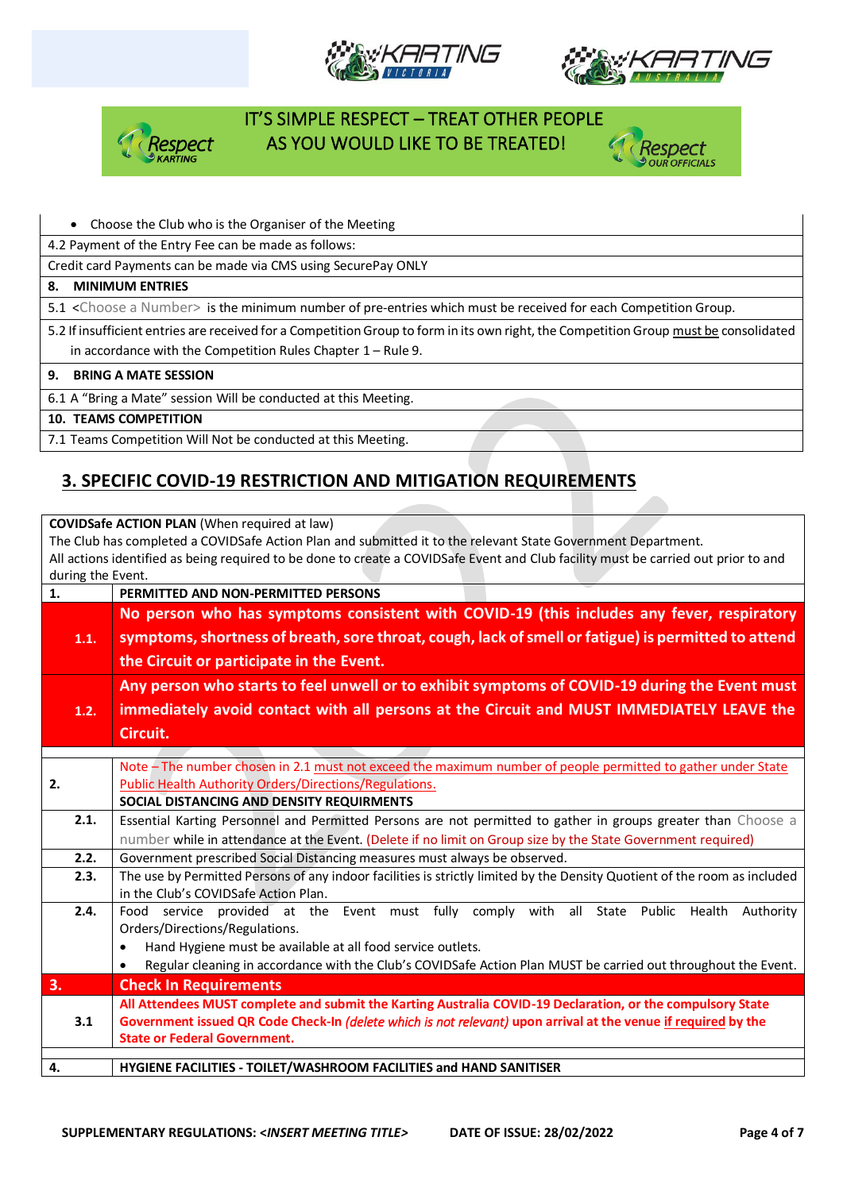IT'S SIMPLE RESPECT – TREAT OTHER PEOPLE AS YOU WOULD LIKE TO BE TREATED!

| |
|---|
| • Choose the Club who is the Organiser of the Meeting |
| 4.2 Payment of the Entry Fee can be made as follows: |
| Credit card Payments can be made via CMS using SecurePay ONLY |
| **8. MINIMUM ENTRIES** |
| 5.1 <Choose a Number> is the minimum number of pre-entries which must be received for each Competition Group. |
| 5.2 If insufficient entries are received for a Competition Group to form in its own right, the Competition Group must be consolidated in accordance with the Competition Rules Chapter 1 – Rule 9. |
| **9. BRING A MATE SESSION** |
| 6.1 A "Bring a Mate" session Will be conducted at this Meeting. |
| **10. TEAMS COMPETITION** |
| 7.1 Teams Competition Will Not be conducted at this Meeting. |

## 3. SPECIFIC COVID-19 RESTRICTION AND MITIGATION REQUIREMENTS

**COVIDSafe ACTION PLAN** (When required at law)
The Club has completed a COVIDSafe Action Plan and submitted it to the relevant State Government Department.
All actions identified as being required to be done to create a COVIDSafe Event and Club facility must be carried out prior to and during the Event.

| | |
|---|---|
| **1.** | **PERMITTED AND NON-PERMITTED PERSONS** |
| **1.1.** | **No person who has symptoms consistent with COVID-19 (this includes any fever, respiratory symptoms, shortness of breath, sore throat, cough, lack of smell or fatigue) is permitted to attend the Circuit or participate in the Event.** |
| **1.2.** | **Any person who starts to feel unwell or to exhibit symptoms of COVID-19 during the Event must immediately avoid contact with all persons at the Circuit and MUST IMMEDIATELY LEAVE the Circuit.** |
| | |
| **2.** | Note – The number chosen in 2.1 must not exceed the maximum number of people permitted to gather under State Public Health Authority Orders/Directions/Regulations.<br>**SOCIAL DISTANCING AND DENSITY REQUIRMENTS** |
| **2.1.** | Essential Karting Personnel and Permitted Persons are not permitted to gather in groups greater than Choose a number while in attendance at the Event. (Delete if no limit on Group size by the State Government required) |
| **2.2.** | Government prescribed Social Distancing measures must always be observed. |
| **2.3.** | The use by Permitted Persons of any indoor facilities is strictly limited by the Density Quotient of the room as included in the Club's COVIDSafe Action Plan. |
| **2.4.** | Food service provided at the Event must fully comply with all State Public Health Authority Orders/Directions/Regulations.<br>• Hand Hygiene must be available at all food service outlets.<br>• Regular cleaning in accordance with the Club's COVIDSafe Action Plan MUST be carried out throughout the Event. |
| **3.** | **Check In Requirements** |
| **3.1** | **All Attendees MUST complete and submit the Karting Australia COVID-19 Declaration, or the compulsory State Government issued QR Code Check-In *(delete which is not relevant)* upon arrival at the venue if required by the State or Federal Government.** |
| | |
| **4.** | **HYGIENE FACILITIES - TOILET/WASHROOM FACILITIES and HAND SANITISER** |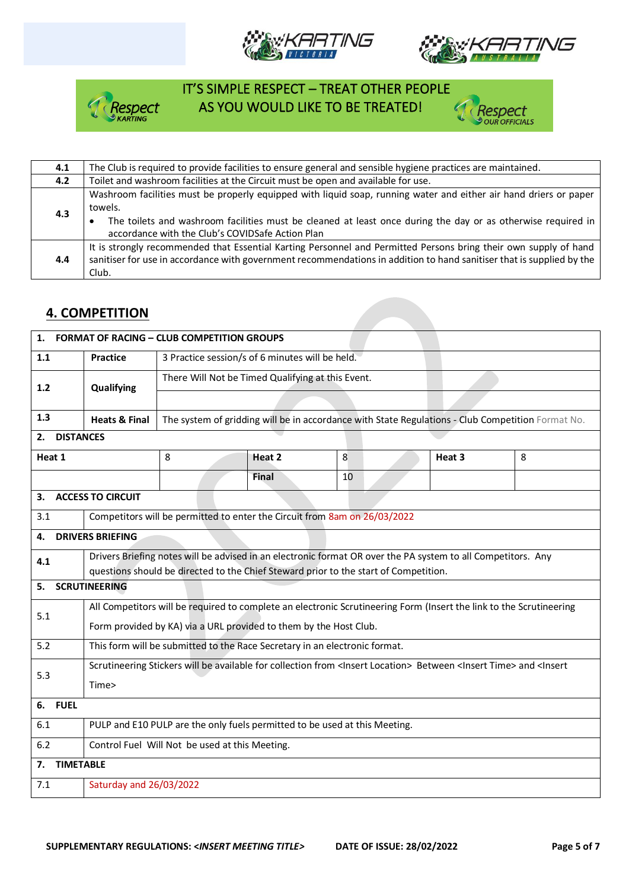IT'S SIMPLE RESPECT – TREAT OTHER PEOPLE AS YOU WOULD LIKE TO BE TREATED!

| | |
|---|---|
| 4.1 | The Club is required to provide facilities to ensure general and sensible hygiene practices are maintained. |
| 4.2 | Toilet and washroom facilities at the Circuit must be open and available for use. |
| 4.3 | Washroom facilities must be properly equipped with liquid soap, running water and either air hand driers or paper towels.<br>• The toilets and washroom facilities must be cleaned at least once during the day or as otherwise required in accordance with the Club's COVIDSafe Action Plan |
| 4.4 | It is strongly recommended that Essential Karting Personnel and Permitted Persons bring their own supply of hand sanitiser for use in accordance with government recommendations in addition to hand sanitiser that is supplied by the Club. |

## 4. COMPETITION

| **1. FORMAT OF RACING – CLUB COMPETITION GROUPS** | | | | | |
|---|---|---|---|---|---|
| **1.1** | **Practice** | 3 Practice session/s of 6 minutes will be held. | | | |
| **1.2** | **Qualifying** | There Will Not be Timed Qualifying at this Event. | | | |
| **1.3** | **Heats & Final** | The system of gridding will be in accordance with State Regulations - Club Competition Format No. | | | |
| **2. DISTANCES** | | | | | |
| **Heat 1** | 8 | **Heat 2** | 8 | **Heat 3** | 8 |
| | | **Final** | 10 | | |
| **3. ACCESS TO CIRCUIT** | | | | | |
| 3.1 | Competitors will be permitted to enter the Circuit from 8am on 26/03/2022 | | | | |
| **4. DRIVERS BRIEFING** | | | | | |
| 4.1 | Drivers Briefing notes will be advised in an electronic format OR over the PA system to all Competitors. Any questions should be directed to the Chief Steward prior to the start of Competition. | | | | |
| **5. SCRUTINEERING** | | | | | |
| 5.1 | All Competitors will be required to complete an electronic Scrutineering Form (Insert the link to the Scrutineering Form provided by KA) via a URL provided to them by the Host Club. | | | | |
| 5.2 | This form will be submitted to the Race Secretary in an electronic format. | | | | |
| 5.3 | Scrutineering Stickers will be available for collection from <Insert Location> Between <Insert Time> and <Insert Time> | | | | |
| **6. FUEL** | | | | | |
| 6.1 | PULP and E10 PULP are the only fuels permitted to be used at this Meeting. | | | | |
| 6.2 | Control Fuel Will Not be used at this Meeting. | | | | |
| **7. TIMETABLE** | | | | | |
| 7.1 | Saturday and 26/03/2022 | | | | |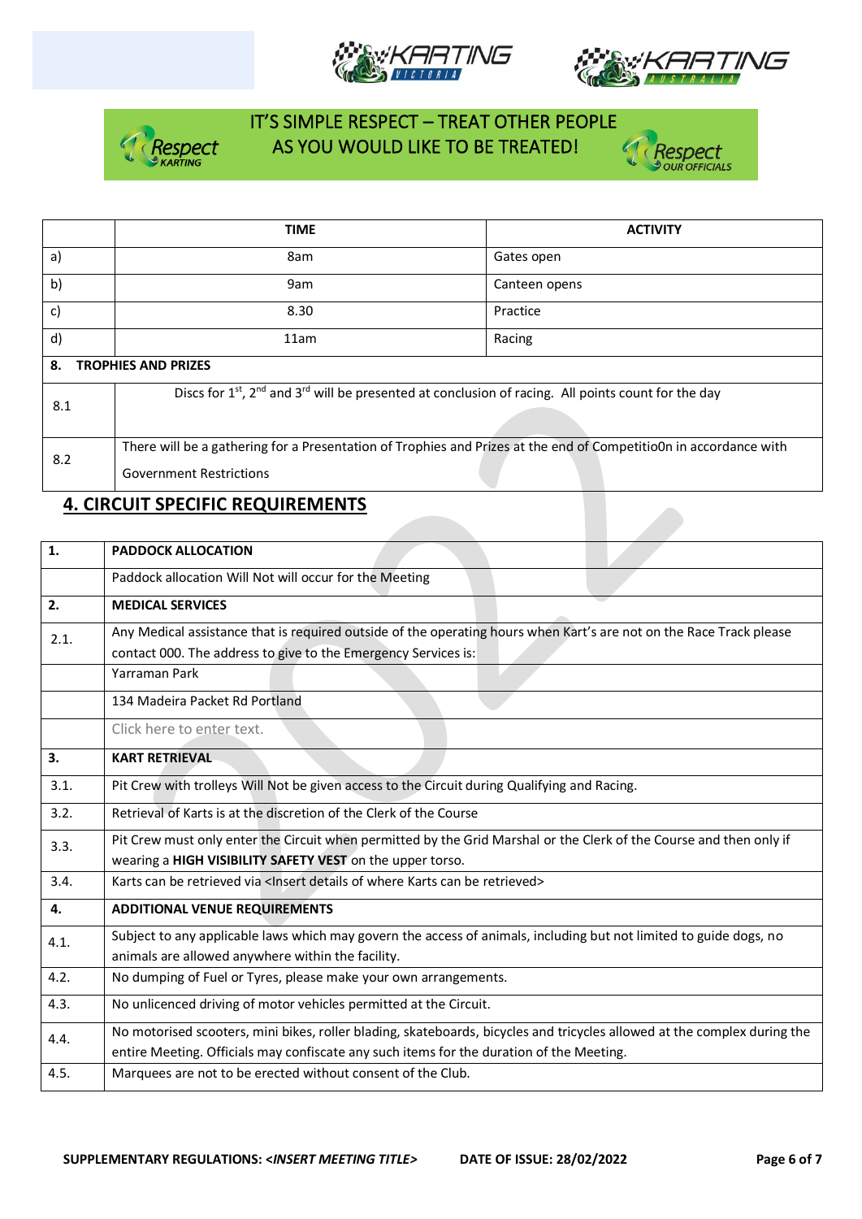IT'S SIMPLE RESPECT – TREAT OTHER PEOPLE AS YOU WOULD LIKE TO BE TREATED!

| | TIME | ACTIVITY |
|---|---|---|
| a) | 8am | Gates open |
| b) | 9am | Canteen opens |
| c) | 8.30 | Practice |
| d) | 11am | Racing |
| **8.** | **TROPHIES AND PRIZES** | |
| 8.1 | Discs for 1st, 2nd and 3rd will be presented at conclusion of racing. All points count for the day | |
| 8.2 | There will be a gathering for a Presentation of Trophies and Prizes at the end of Competitio0n in accordance with Government Restrictions | |

## 4. CIRCUIT SPECIFIC REQUIREMENTS

| **1.** | **PADDOCK ALLOCATION** |
|---|---|
| | Paddock allocation Will Not will occur for the Meeting |
| **2.** | **MEDICAL SERVICES** |
| 2.1. | Any Medical assistance that is required outside of the operating hours when Kart's are not on the Race Track please contact 000. The address to give to the Emergency Services is: |
| | Yarraman Park |
| | 134 Madeira Packet Rd Portland |
| | Click here to enter text. |
| **3.** | **KART RETRIEVAL** |
| 3.1. | Pit Crew with trolleys Will Not be given access to the Circuit during Qualifying and Racing. |
| 3.2. | Retrieval of Karts is at the discretion of the Clerk of the Course |
| 3.3. | Pit Crew must only enter the Circuit when permitted by the Grid Marshal or the Clerk of the Course and then only if wearing a **HIGH VISIBILITY SAFETY VEST** on the upper torso. |
| 3.4. | Karts can be retrieved via <Insert details of where Karts can be retrieved> |
| **4.** | **ADDITIONAL VENUE REQUIREMENTS** |
| 4.1. | Subject to any applicable laws which may govern the access of animals, including but not limited to guide dogs, no animals are allowed anywhere within the facility. |
| 4.2. | No dumping of Fuel or Tyres, please make your own arrangements. |
| 4.3. | No unlicenced driving of motor vehicles permitted at the Circuit. |
| 4.4. | No motorised scooters, mini bikes, roller blading, skateboards, bicycles and tricycles allowed at the complex during the entire Meeting. Officials may confiscate any such items for the duration of the Meeting. |
| 4.5. | Marquees are not to be erected without consent of the Club. |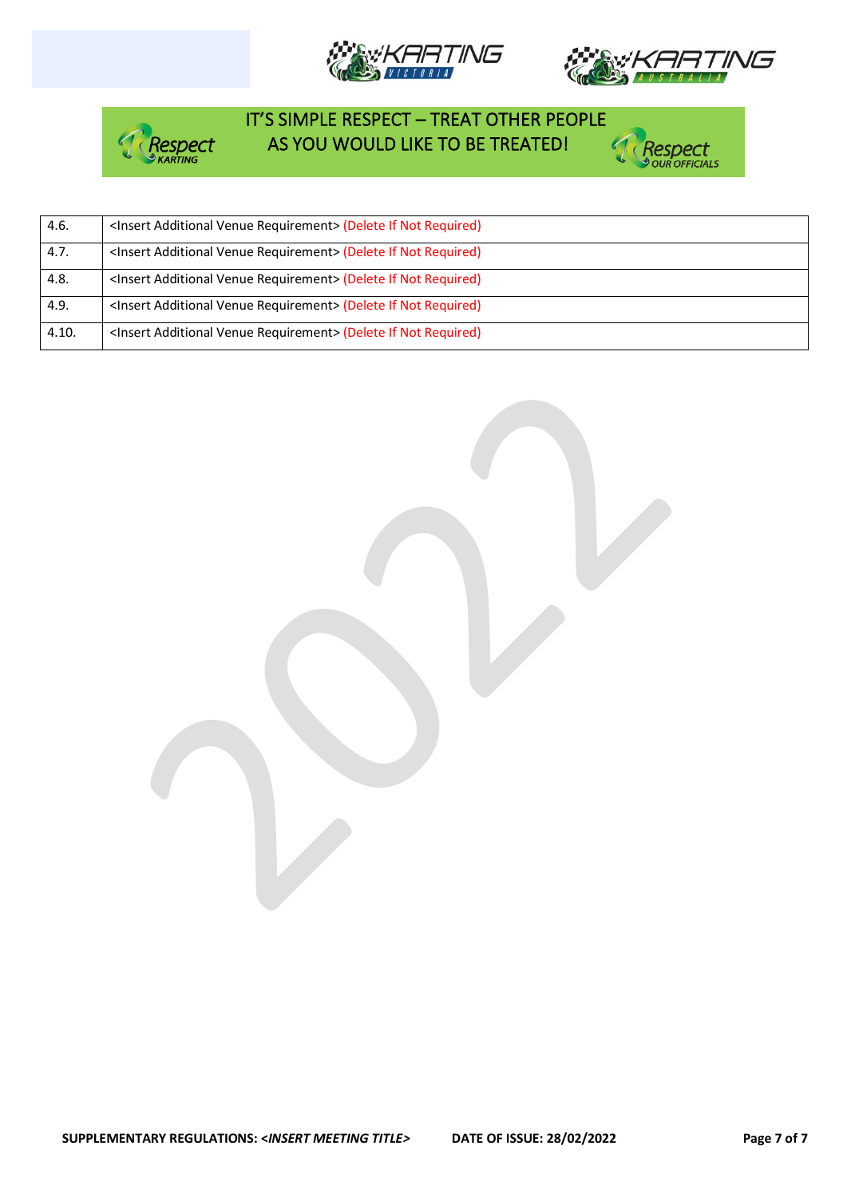| | |
|---|---|
| 4.6. | <Insert Additional Venue Requirement> (Delete If Not Required) |
| 4.7. | <Insert Additional Venue Requirement> (Delete If Not Required) |
| 4.8. | <Insert Additional Venue Requirement> (Delete If Not Required) |
| 4.9. | <Insert Additional Venue Requirement> (Delete If Not Required) |
| 4.10. | <Insert Additional Venue Requirement> (Delete If Not Required) |